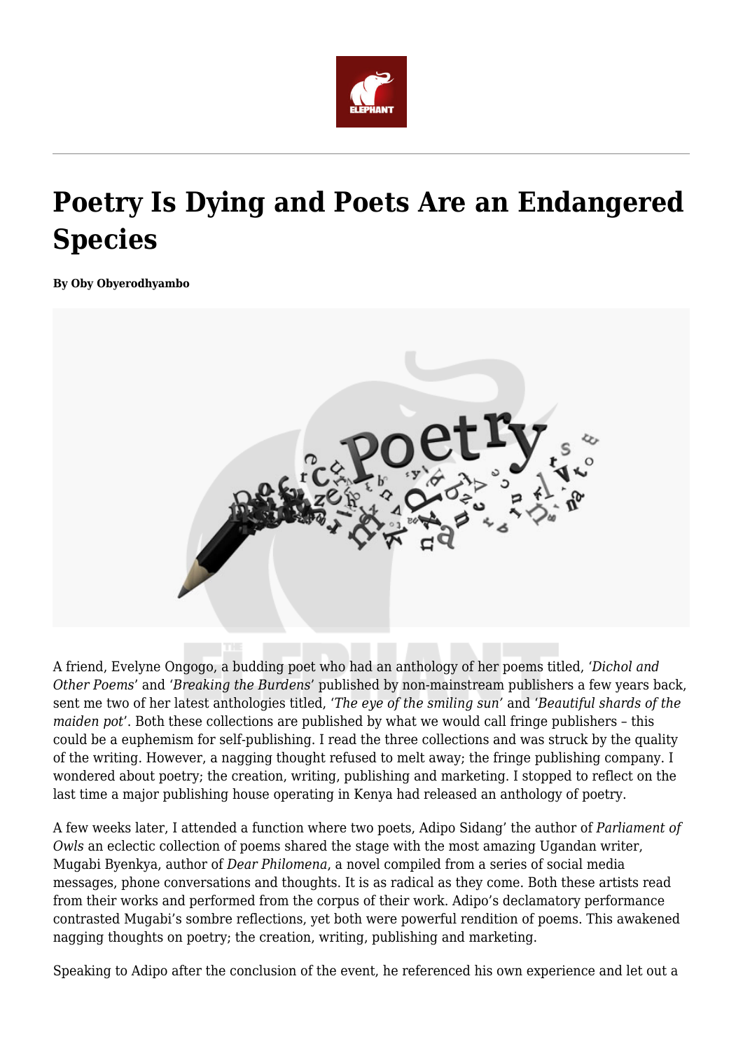# Poetry Is Dying and Poets Are an Endangered Species

**By Oby Obyerodhyambo**

A friend, Evelyne Ongogo, a budding poet who had an anthology of her poems titled, '*Dichol and Other Poems*' and '*Breaking the Burdens*' published by non-mainstream publishers a few years back, sent me two of her latest anthologies titled, '*The eye of the smiling sun*' and '*Beautiful shards of the maiden pot*'. Both these collections are published by what we would call fringe publishers – this could be a euphemism for self-publishing. I read the three collections and was struck by the quality of the writing. However, a nagging thought refused to melt away; the fringe publishing company. I wondered about poetry; the creation, writing, publishing and marketing. I stopped to reflect on the last time a major publishing house operating in Kenya had released an anthology of poetry.

A few weeks later, I attended a function where two poets, Adipo Sidang' the author of *Parliament of Owls* an eclectic collection of poems shared the stage with the most amazing Ugandan writer, Mugabi Byenkya, author of *Dear Philomena*, a novel compiled from a series of social media messages, phone conversations and thoughts. It is as radical as they come. Both these artists read from their works and performed from the corpus of their work. Adipo's declamatory performance contrasted Mugabi's sombre reflections, yet both were powerful rendition of poems. This awakened nagging thoughts on poetry; the creation, writing, publishing and marketing.

Speaking to Adipo after the conclusion of the event, he referenced his own experience and let out a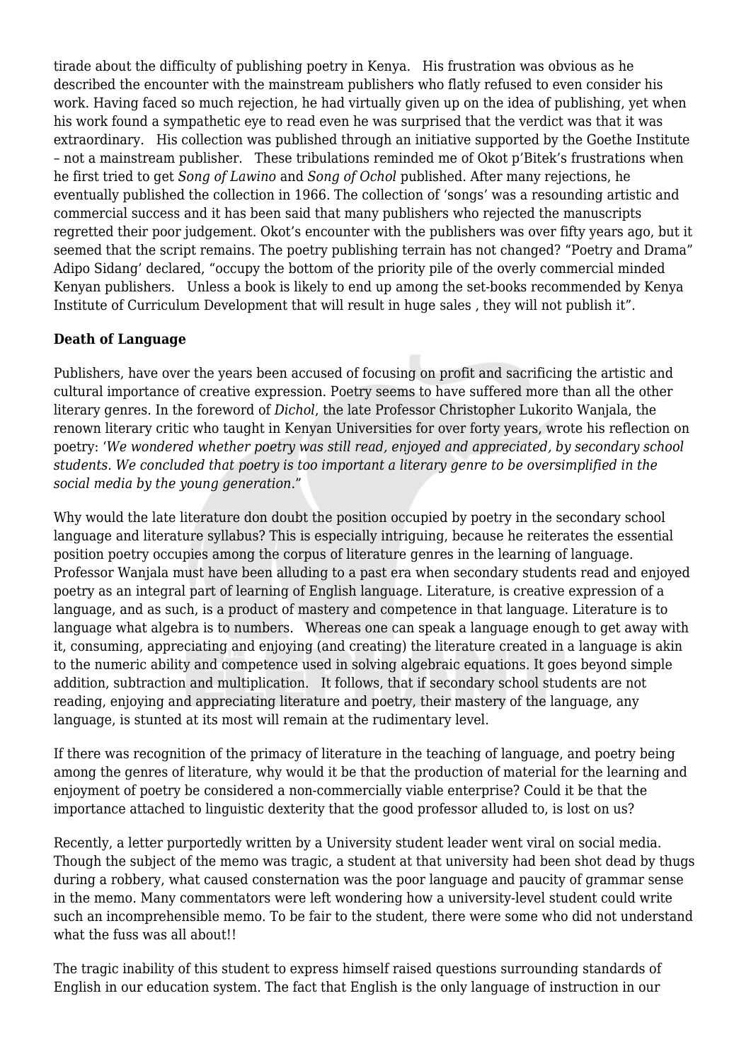tirade about the difficulty of publishing poetry in Kenya.   His frustration was obvious as he described the encounter with the mainstream publishers who flatly refused to even consider his work. Having faced so much rejection, he had virtually given up on the idea of publishing, yet when his work found a sympathetic eye to read even he was surprised that the verdict was that it was extraordinary.   His collection was published through an initiative supported by the Goethe Institute – not a mainstream publisher.   These tribulations reminded me of Okot p'Bitek's frustrations when he first tried to get *Song of Lawino* and *Song of Ochol* published. After many rejections, he eventually published the collection in 1966. The collection of 'songs' was a resounding artistic and commercial success and it has been said that many publishers who rejected the manuscripts regretted their poor judgement. Okot's encounter with the publishers was over fifty years ago, but it seemed that the script remains. The poetry publishing terrain has not changed? "Poetry and Drama" Adipo Sidang' declared, "occupy the bottom of the priority pile of the overly commercial minded Kenyan publishers.   Unless a book is likely to end up among the set-books recommended by Kenya Institute of Curriculum Development that will result in huge sales , they will not publish it".

**Death of Language**

Publishers, have over the years been accused of focusing on profit and sacrificing the artistic and cultural importance of creative expression. Poetry seems to have suffered more than all the other literary genres. In the foreword of *Dichol*, the late Professor Christopher Lukorito Wanjala, the renown literary critic who taught in Kenyan Universities for over forty years, wrote his reflection on poetry: '*We wondered whether poetry was still read, enjoyed and appreciated, by secondary school students. We concluded that poetry is too important a literary genre to be oversimplified in the social media by the young generation*."

Why would the late literature don doubt the position occupied by poetry in the secondary school language and literature syllabus? This is especially intriguing, because he reiterates the essential position poetry occupies among the corpus of literature genres in the learning of language. Professor Wanjala must have been alluding to a past era when secondary students read and enjoyed poetry as an integral part of learning of English language. Literature, is creative expression of a language, and as such, is a product of mastery and competence in that language. Literature is to language what algebra is to numbers.   Whereas one can speak a language enough to get away with it, consuming, appreciating and enjoying (and creating) the literature created in a language is akin to the numeric ability and competence used in solving algebraic equations. It goes beyond simple addition, subtraction and multiplication.   It follows, that if secondary school students are not reading, enjoying and appreciating literature and poetry, their mastery of the language, any language, is stunted at its most will remain at the rudimentary level.

If there was recognition of the primacy of literature in the teaching of language, and poetry being among the genres of literature, why would it be that the production of material for the learning and enjoyment of poetry be considered a non-commercially viable enterprise? Could it be that the importance attached to linguistic dexterity that the good professor alluded to, is lost on us?

Recently, a letter purportedly written by a University student leader went viral on social media. Though the subject of the memo was tragic, a student at that university had been shot dead by thugs during a robbery, what caused consternation was the poor language and paucity of grammar sense in the memo. Many commentators were left wondering how a university-level student could write such an incomprehensible memo. To be fair to the student, there were some who did not understand what the fuss was all about!!

The tragic inability of this student to express himself raised questions surrounding standards of English in our education system. The fact that English is the only language of instruction in our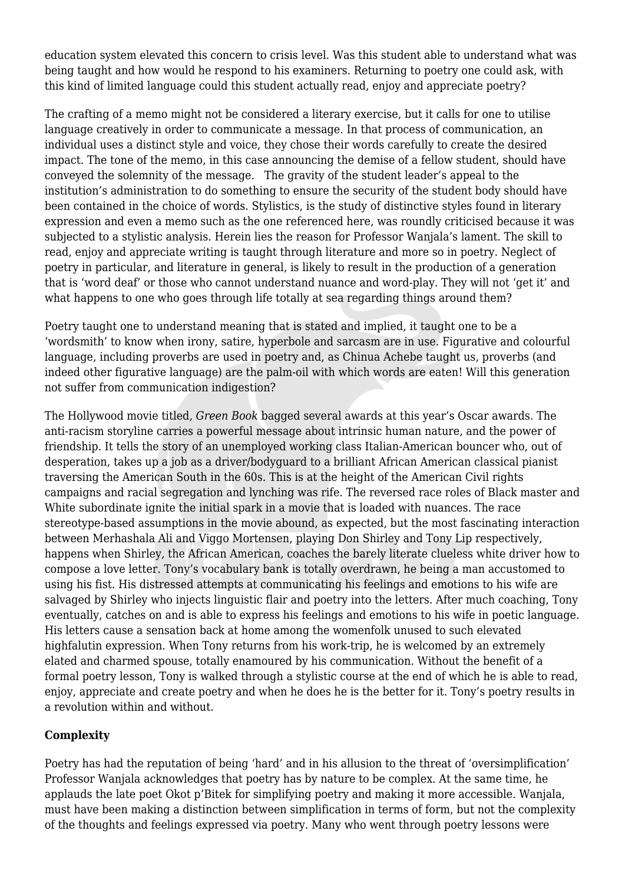education system elevated this concern to crisis level. Was this student able to understand what was being taught and how would he respond to his examiners. Returning to poetry one could ask, with this kind of limited language could this student actually read, enjoy and appreciate poetry?

The crafting of a memo might not be considered a literary exercise, but it calls for one to utilise language creatively in order to communicate a message. In that process of communication, an individual uses a distinct style and voice, they chose their words carefully to create the desired impact. The tone of the memo, in this case announcing the demise of a fellow student, should have conveyed the solemnity of the message. The gravity of the student leader's appeal to the institution's administration to do something to ensure the security of the student body should have been contained in the choice of words. Stylistics, is the study of distinctive styles found in literary expression and even a memo such as the one referenced here, was roundly criticised because it was subjected to a stylistic analysis. Herein lies the reason for Professor Wanjala's lament. The skill to read, enjoy and appreciate writing is taught through literature and more so in poetry. Neglect of poetry in particular, and literature in general, is likely to result in the production of a generation that is 'word deaf' or those who cannot understand nuance and word-play. They will not 'get it' and what happens to one who goes through life totally at sea regarding things around them?

Poetry taught one to understand meaning that is stated and implied, it taught one to be a 'wordsmith' to know when irony, satire, hyperbole and sarcasm are in use. Figurative and colourful language, including proverbs are used in poetry and, as Chinua Achebe taught us, proverbs (and indeed other figurative language) are the palm-oil with which words are eaten! Will this generation not suffer from communication indigestion?

The Hollywood movie titled, *Green Book* bagged several awards at this year's Oscar awards. The anti-racism storyline carries a powerful message about intrinsic human nature, and the power of friendship. It tells the story of an unemployed working class Italian-American bouncer who, out of desperation, takes up a job as a driver/bodyguard to a brilliant African American classical pianist traversing the American South in the 60s. This is at the height of the American Civil rights campaigns and racial segregation and lynching was rife. The reversed race roles of Black master and White subordinate ignite the initial spark in a movie that is loaded with nuances. The race stereotype-based assumptions in the movie abound, as expected, but the most fascinating interaction between Merhashala Ali and Viggo Mortensen, playing Don Shirley and Tony Lip respectively, happens when Shirley, the African American, coaches the barely literate clueless white driver how to compose a love letter. Tony's vocabulary bank is totally overdrawn, he being a man accustomed to using his fist. His distressed attempts at communicating his feelings and emotions to his wife are salvaged by Shirley who injects linguistic flair and poetry into the letters. After much coaching, Tony eventually, catches on and is able to express his feelings and emotions to his wife in poetic language. His letters cause a sensation back at home among the womenfolk unused to such elevated highfalutin expression. When Tony returns from his work-trip, he is welcomed by an extremely elated and charmed spouse, totally enamoured by his communication. Without the benefit of a formal poetry lesson, Tony is walked through a stylistic course at the end of which he is able to read, enjoy, appreciate and create poetry and when he does he is the better for it. Tony's poetry results in a revolution within and without.

**Complexity**

Poetry has had the reputation of being 'hard' and in his allusion to the threat of 'oversimplification' Professor Wanjala acknowledges that poetry has by nature to be complex. At the same time, he applauds the late poet Okot p'Bitek for simplifying poetry and making it more accessible. Wanjala, must have been making a distinction between simplification in terms of form, but not the complexity of the thoughts and feelings expressed via poetry. Many who went through poetry lessons were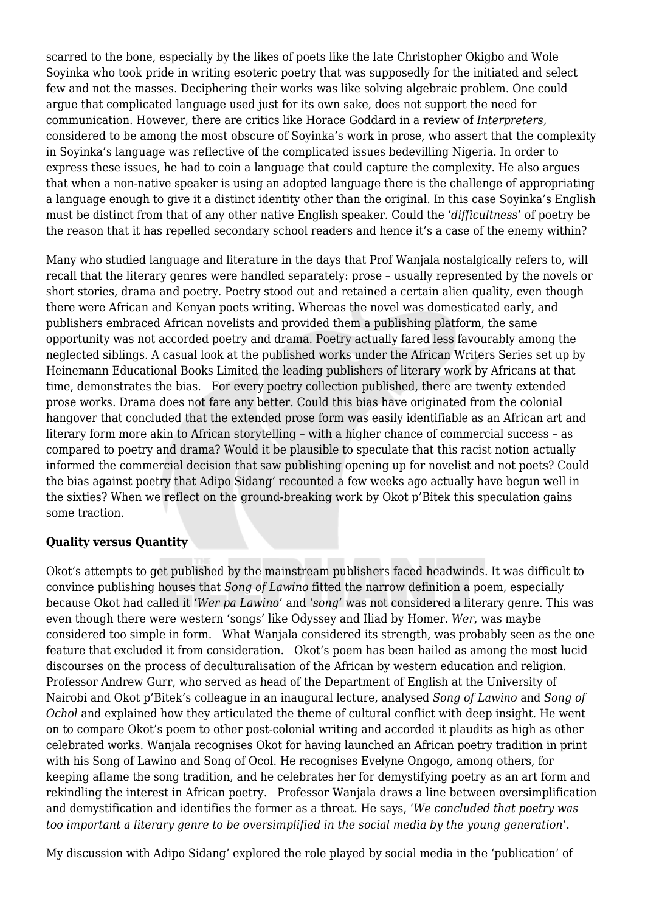scarred to the bone, especially by the likes of poets like the late Christopher Okigbo and Wole Soyinka who took pride in writing esoteric poetry that was supposedly for the initiated and select few and not the masses. Deciphering their works was like solving algebraic problem. One could argue that complicated language used just for its own sake, does not support the need for communication. However, there are critics like Horace Goddard in a review of *Interpreters,* considered to be among the most obscure of Soyinka's work in prose, who assert that the complexity in Soyinka's language was reflective of the complicated issues bedevilling Nigeria. In order to express these issues, he had to coin a language that could capture the complexity. He also argues that when a non-native speaker is using an adopted language there is the challenge of appropriating a language enough to give it a distinct identity other than the original. In this case Soyinka's English must be distinct from that of any other native English speaker. Could the '*difficultness*' of poetry be the reason that it has repelled secondary school readers and hence it's a case of the enemy within?

Many who studied language and literature in the days that Prof Wanjala nostalgically refers to, will recall that the literary genres were handled separately: prose – usually represented by the novels or short stories, drama and poetry. Poetry stood out and retained a certain alien quality, even though there were African and Kenyan poets writing. Whereas the novel was domesticated early, and publishers embraced African novelists and provided them a publishing platform, the same opportunity was not accorded poetry and drama. Poetry actually fared less favourably among the neglected siblings. A casual look at the published works under the African Writers Series set up by Heinemann Educational Books Limited the leading publishers of literary work by Africans at that time, demonstrates the bias. For every poetry collection published, there are twenty extended prose works. Drama does not fare any better. Could this bias have originated from the colonial hangover that concluded that the extended prose form was easily identifiable as an African art and literary form more akin to African storytelling – with a higher chance of commercial success – as compared to poetry and drama? Would it be plausible to speculate that this racist notion actually informed the commercial decision that saw publishing opening up for novelist and not poets? Could the bias against poetry that Adipo Sidang' recounted a few weeks ago actually have begun well in the sixties? When we reflect on the ground-breaking work by Okot p'Bitek this speculation gains some traction.

**Quality versus Quantity**

Okot's attempts to get published by the mainstream publishers faced headwinds. It was difficult to convince publishing houses that *Song of Lawino* fitted the narrow definition a poem, especially because Okot had called it '*Wer pa Lawino*' and '*song*' was not considered a literary genre. This was even though there were western 'songs' like Odyssey and Iliad by Homer. *Wer*, was maybe considered too simple in form. What Wanjala considered its strength, was probably seen as the one feature that excluded it from consideration. Okot's poem has been hailed as among the most lucid discourses on the process of deculturalisation of the African by western education and religion. Professor Andrew Gurr, who served as head of the Department of English at the University of Nairobi and Okot p'Bitek's colleague in an inaugural lecture, analysed *Song of Lawino* and *Song of Ochol* and explained how they articulated the theme of cultural conflict with deep insight. He went on to compare Okot's poem to other post-colonial writing and accorded it plaudits as high as other celebrated works. Wanjala recognises Okot for having launched an African poetry tradition in print with his Song of Lawino and Song of Ocol. He recognises Evelyne Ongogo, among others, for keeping aflame the song tradition, and he celebrates her for demystifying poetry as an art form and rekindling the interest in African poetry. Professor Wanjala draws a line between oversimplification and demystification and identifies the former as a threat. He says, '*We concluded that poetry was too important a literary genre to be oversimplified in the social media by the young generation*'.

My discussion with Adipo Sidang' explored the role played by social media in the 'publication' of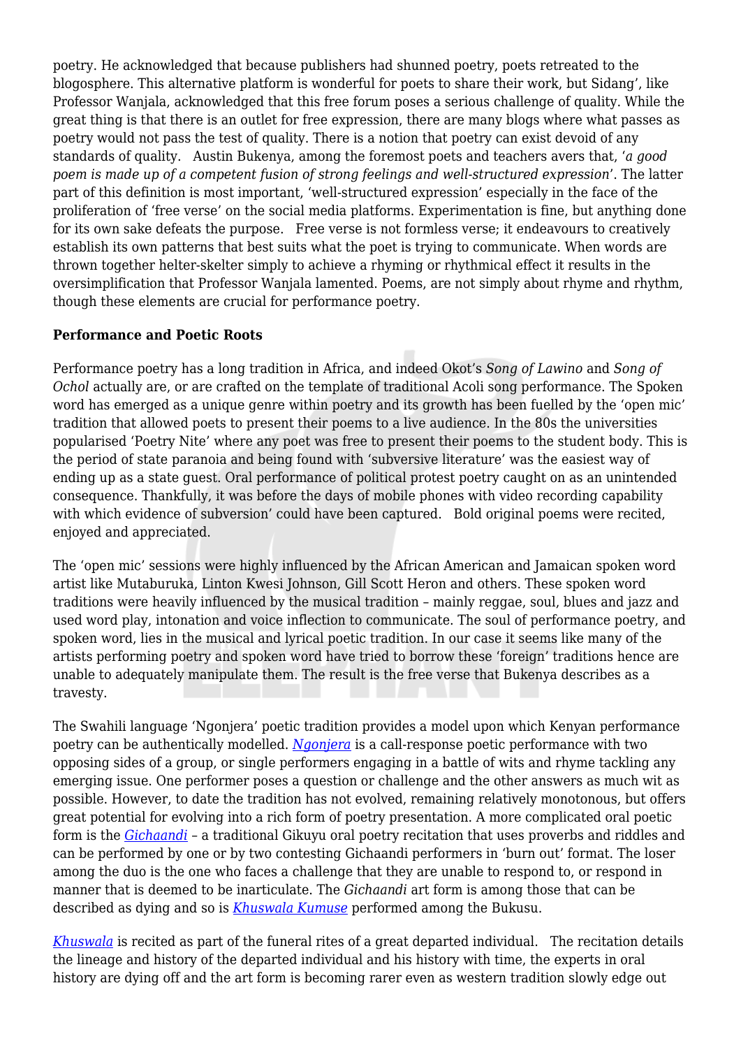poetry. He acknowledged that because publishers had shunned poetry, poets retreated to the blogosphere. This alternative platform is wonderful for poets to share their work, but Sidang', like Professor Wanjala, acknowledged that this free forum poses a serious challenge of quality. While the great thing is that there is an outlet for free expression, there are many blogs where what passes as poetry would not pass the test of quality. There is a notion that poetry can exist devoid of any standards of quality. Austin Bukenya, among the foremost poets and teachers avers that, '*a good poem is made up of a competent fusion of strong feelings and well-structured expression*'. The latter part of this definition is most important, 'well-structured expression' especially in the face of the proliferation of 'free verse' on the social media platforms. Experimentation is fine, but anything done for its own sake defeats the purpose. Free verse is not formless verse; it endeavours to creatively establish its own patterns that best suits what the poet is trying to communicate. When words are thrown together helter-skelter simply to achieve a rhyming or rhythmical effect it results in the oversimplification that Professor Wanjala lamented. Poems, are not simply about rhyme and rhythm, though these elements are crucial for performance poetry.

**Performance and Poetic Roots**

Performance poetry has a long tradition in Africa, and indeed Okot's *Song of Lawino* and *Song of Ochol* actually are, or are crafted on the template of traditional Acoli song performance. The Spoken word has emerged as a unique genre within poetry and its growth has been fuelled by the 'open mic' tradition that allowed poets to present their poems to a live audience. In the 80s the universities popularised 'Poetry Nite' where any poet was free to present their poems to the student body. This is the period of state paranoia and being found with 'subversive literature' was the easiest way of ending up as a state guest. Oral performance of political protest poetry caught on as an unintended consequence. Thankfully, it was before the days of mobile phones with video recording capability with which evidence of subversion' could have been captured. Bold original poems were recited, enjoyed and appreciated.

The 'open mic' sessions were highly influenced by the African American and Jamaican spoken word artist like Mutaburuka, Linton Kwesi Johnson, Gill Scott Heron and others. These spoken word traditions were heavily influenced by the musical tradition – mainly reggae, soul, blues and jazz and used word play, intonation and voice inflection to communicate. The soul of performance poetry, and spoken word, lies in the musical and lyrical poetic tradition. In our case it seems like many of the artists performing poetry and spoken word have tried to borrow these 'foreign' traditions hence are unable to adequately manipulate them. The result is the free verse that Bukenya describes as a travesty.

The Swahili language 'Ngonjera' poetic tradition provides a model upon which Kenyan performance poetry can be authentically modelled. *Ngonjera* is a call-response poetic performance with two opposing sides of a group, or single performers engaging in a battle of wits and rhyme tackling any emerging issue. One performer poses a question or challenge and the other answers as much wit as possible. However, to date the tradition has not evolved, remaining relatively monotonous, but offers great potential for evolving into a rich form of poetry presentation. A more complicated oral poetic form is the *Gichaandi* – a traditional Gikuyu oral poetry recitation that uses proverbs and riddles and can be performed by one or by two contesting Gichaandi performers in 'burn out' format. The loser among the duo is the one who faces a challenge that they are unable to respond to, or respond in manner that is deemed to be inarticulate. The *Gichaandi* art form is among those that can be described as dying and so is *Khuswala Kumuse* performed among the Bukusu.

*Khuswala* is recited as part of the funeral rites of a great departed individual. The recitation details the lineage and history of the departed individual and his history with time, the experts in oral history are dying off and the art form is becoming rarer even as western tradition slowly edge out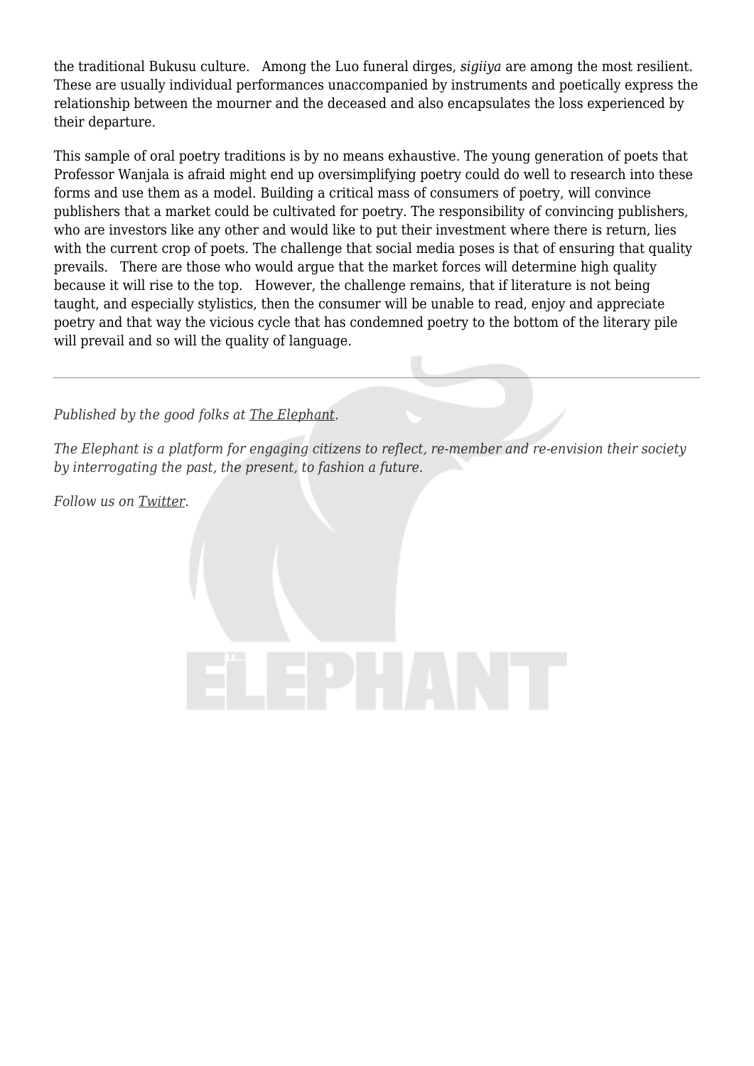the traditional Bukusu culture.   Among the Luo funeral dirges, *sigiiya* are among the most resilient. These are usually individual performances unaccompanied by instruments and poetically express the relationship between the mourner and the deceased and also encapsulates the loss experienced by their departure.

This sample of oral poetry traditions is by no means exhaustive. The young generation of poets that Professor Wanjala is afraid might end up oversimplifying poetry could do well to research into these forms and use them as a model. Building a critical mass of consumers of poetry, will convince publishers that a market could be cultivated for poetry. The responsibility of convincing publishers, who are investors like any other and would like to put their investment where there is return, lies with the current crop of poets. The challenge that social media poses is that of ensuring that quality prevails.   There are those who would argue that the market forces will determine high quality because it will rise to the top.   However, the challenge remains, that if literature is not being taught, and especially stylistics, then the consumer will be unable to read, enjoy and appreciate poetry and that way the vicious cycle that has condemned poetry to the bottom of the literary pile will prevail and so will the quality of language.

---

*Published by the good folks at The Elephant.*

*The Elephant is a platform for engaging citizens to reflect, re-member and re-envision their society by interrogating the past, the present, to fashion a future.*

*Follow us on Twitter.*